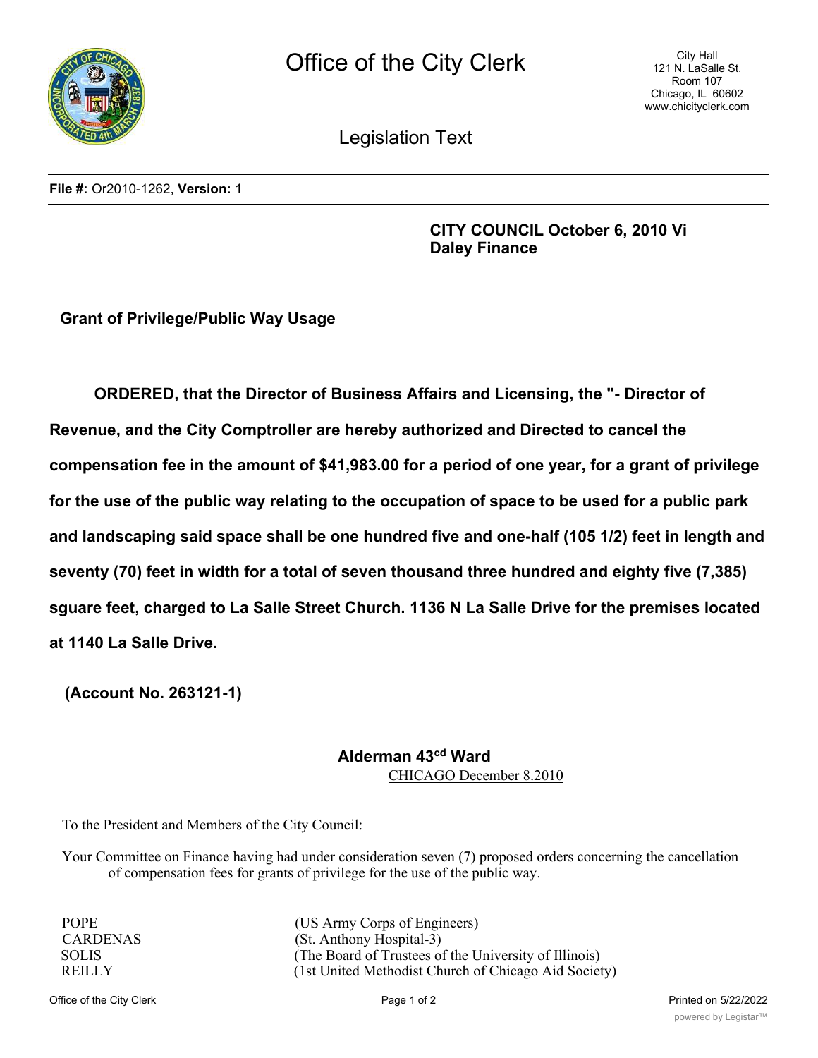# Office of the City Clerk

City Hall
121 N. LaSalle St.
Room 107
Chicago, IL 60602
www.chicityclerk.com

## Legislation Text

**File #:** Or2010-1262, **Version:** 1

**CITY COUNCIL October 6, 2010 Vi**
**Daley Finance**

**Grant of Privilege/Public Way Usage**

**ORDERED, that the Director of Business Affairs and Licensing, the "- Director of Revenue, and the City Comptroller are hereby authorized and Directed to cancel the compensation fee in the amount of $41,983.00 for a period of one year, for a grant of privilege for the use of the public way relating to the occupation of space to be used for a public park and landscaping said space shall be one hundred five and one-half (105 1/2) feet in length and seventy (70) feet in width for a total of seven thousand three hundred and eighty five (7,385) sguare feet, charged to La Salle Street Church. 1136 N La Salle Drive for the premises located at 1140 La Salle Drive.**

**(Account No. 263121-1)**

**Alderman 43cd Ward**

CHICAGO December 8.2010

To the President and Members of the City Council:

Your Committee on Finance having had under consideration seven (7) proposed orders concerning the cancellation of compensation fees for grants of privilege for the use of the public way.

| | |
|---|---|
| POPE | (US Army Corps of Engineers) |
| CARDENAS | (St. Anthony Hospital-3) |
| SOLIS | (The Board of Trustees of the University of Illinois) |
| REILLY | (1st United Methodist Church of Chicago Aid Society) |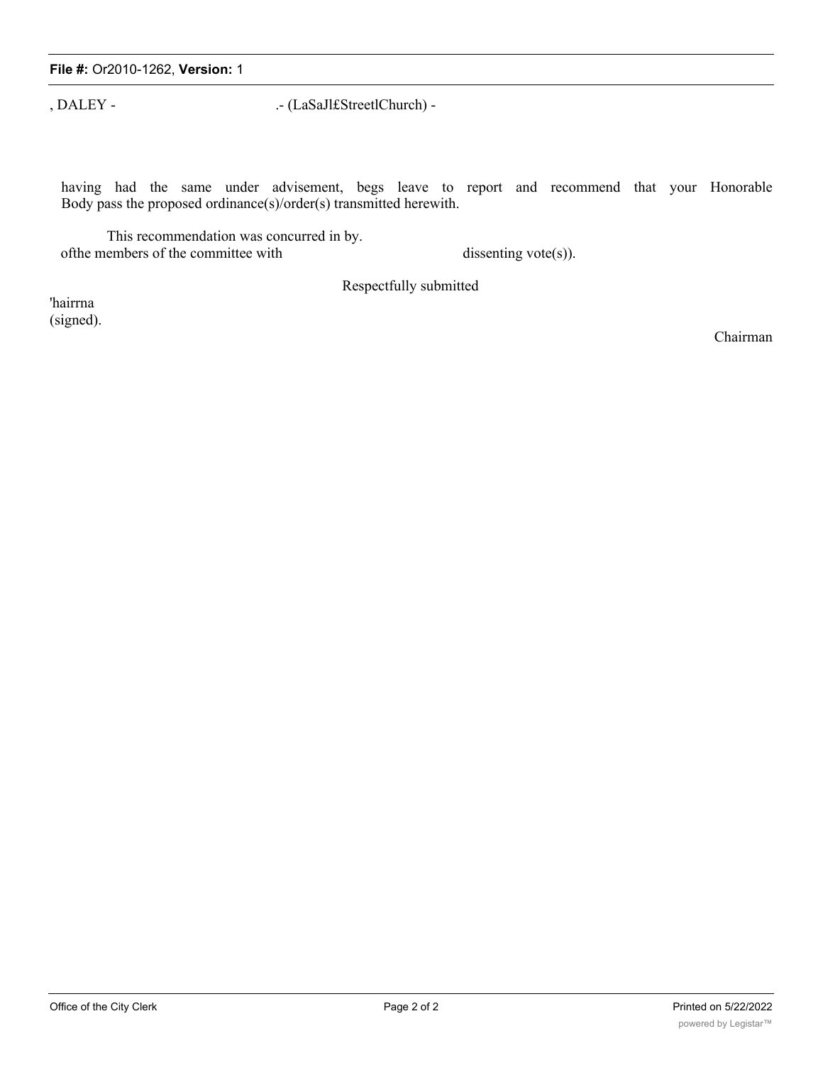, DALEY - .- (LaSaJl£StreetlChurch) -

having had the same under advisement, begs leave to report and recommend that your Honorable Body pass the proposed ordinance(s)/order(s) transmitted herewith.

This recommendation was concurred in by. ofthe members of the committee with dissenting vote(s)).

Respectfully submitted

'hairrna
(signed).

Chairman